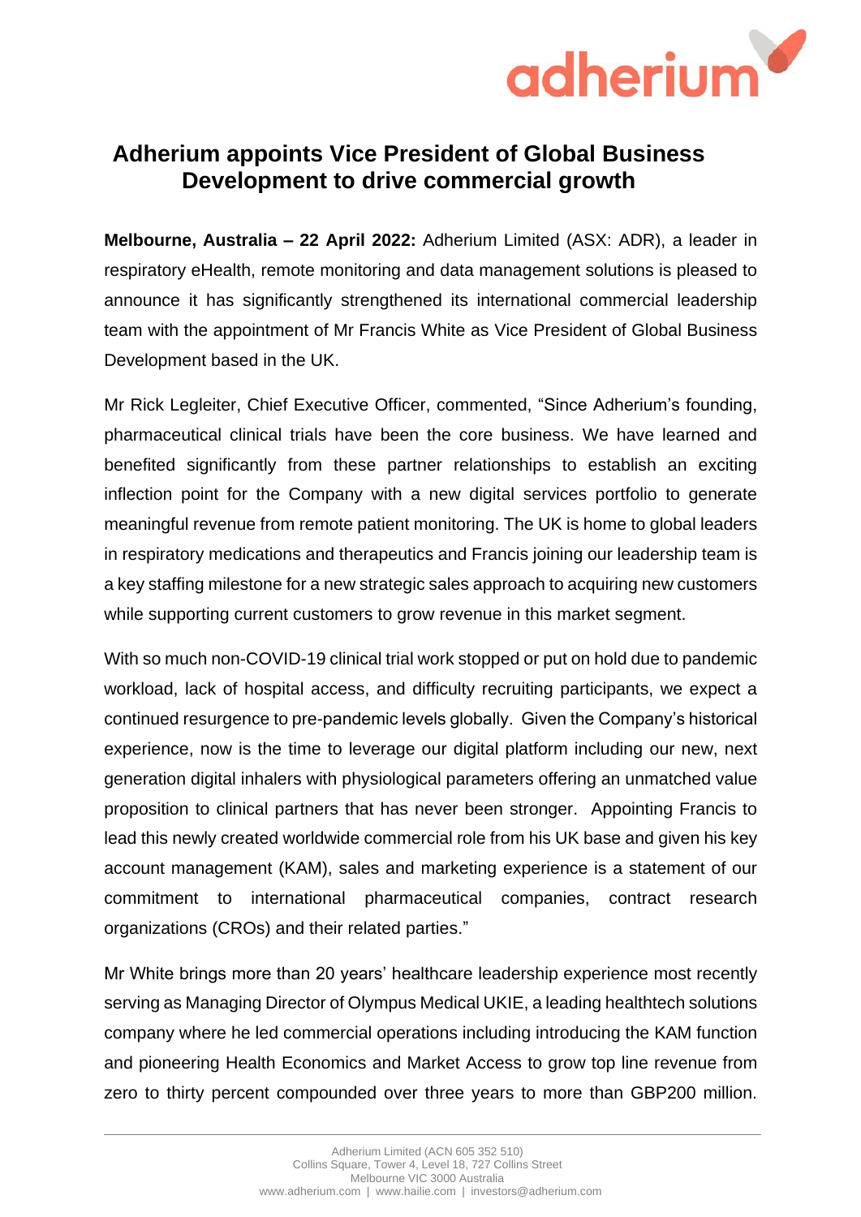# Adherium appoints Vice President of Global Business Development to drive commercial growth

**Melbourne, Australia – 22 April 2022:** Adherium Limited (ASX: ADR), a leader in respiratory eHealth, remote monitoring and data management solutions is pleased to announce it has significantly strengthened its international commercial leadership team with the appointment of Mr Francis White as Vice President of Global Business Development based in the UK.

Mr Rick Legleiter, Chief Executive Officer, commented, "Since Adherium's founding, pharmaceutical clinical trials have been the core business. We have learned and benefited significantly from these partner relationships to establish an exciting inflection point for the Company with a new digital services portfolio to generate meaningful revenue from remote patient monitoring. The UK is home to global leaders in respiratory medications and therapeutics and Francis joining our leadership team is a key staffing milestone for a new strategic sales approach to acquiring new customers while supporting current customers to grow revenue in this market segment.

With so much non-COVID-19 clinical trial work stopped or put on hold due to pandemic workload, lack of hospital access, and difficulty recruiting participants, we expect a continued resurgence to pre-pandemic levels globally. Given the Company's historical experience, now is the time to leverage our digital platform including our new, next generation digital inhalers with physiological parameters offering an unmatched value proposition to clinical partners that has never been stronger. Appointing Francis to lead this newly created worldwide commercial role from his UK base and given his key account management (KAM), sales and marketing experience is a statement of our commitment to international pharmaceutical companies, contract research organizations (CROs) and their related parties."

Mr White brings more than 20 years' healthcare leadership experience most recently serving as Managing Director of Olympus Medical UKIE, a leading healthtech solutions company where he led commercial operations including introducing the KAM function and pioneering Health Economics and Market Access to grow top line revenue from zero to thirty percent compounded over three years to more than GBP200 million.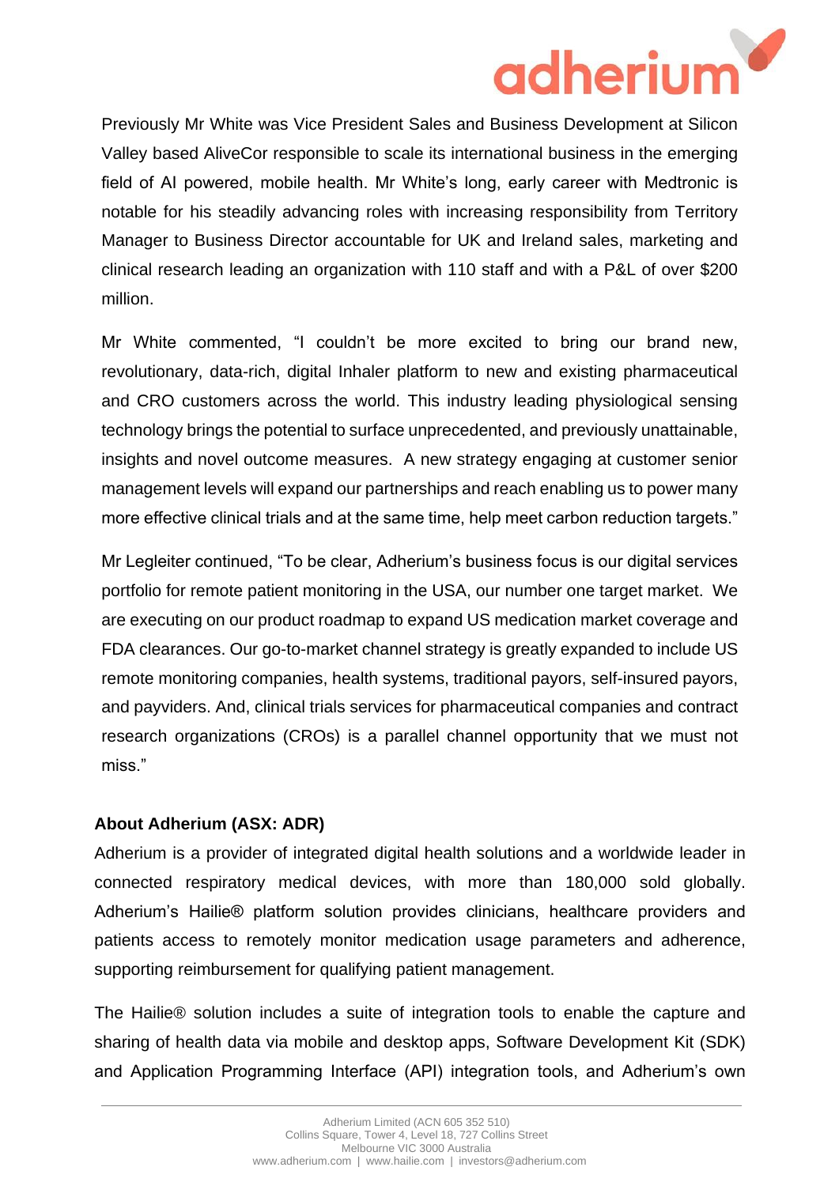Previously Mr White was Vice President Sales and Business Development at Silicon Valley based AliveCor responsible to scale its international business in the emerging field of AI powered, mobile health. Mr White's long, early career with Medtronic is notable for his steadily advancing roles with increasing responsibility from Territory Manager to Business Director accountable for UK and Ireland sales, marketing and clinical research leading an organization with 110 staff and with a P&L of over $200 million.

Mr White commented, "I couldn't be more excited to bring our brand new, revolutionary, data-rich, digital Inhaler platform to new and existing pharmaceutical and CRO customers across the world. This industry leading physiological sensing technology brings the potential to surface unprecedented, and previously unattainable, insights and novel outcome measures. A new strategy engaging at customer senior management levels will expand our partnerships and reach enabling us to power many more effective clinical trials and at the same time, help meet carbon reduction targets."

Mr Legleiter continued, "To be clear, Adherium's business focus is our digital services portfolio for remote patient monitoring in the USA, our number one target market. We are executing on our product roadmap to expand US medication market coverage and FDA clearances. Our go-to-market channel strategy is greatly expanded to include US remote monitoring companies, health systems, traditional payors, self-insured payors, and payviders. And, clinical trials services for pharmaceutical companies and contract research organizations (CROs) is a parallel channel opportunity that we must not miss."

**About Adherium (ASX: ADR)**

Adherium is a provider of integrated digital health solutions and a worldwide leader in connected respiratory medical devices, with more than 180,000 sold globally. Adherium's Hailie® platform solution provides clinicians, healthcare providers and patients access to remotely monitor medication usage parameters and adherence, supporting reimbursement for qualifying patient management.

The Hailie® solution includes a suite of integration tools to enable the capture and sharing of health data via mobile and desktop apps, Software Development Kit (SDK) and Application Programming Interface (API) integration tools, and Adherium's own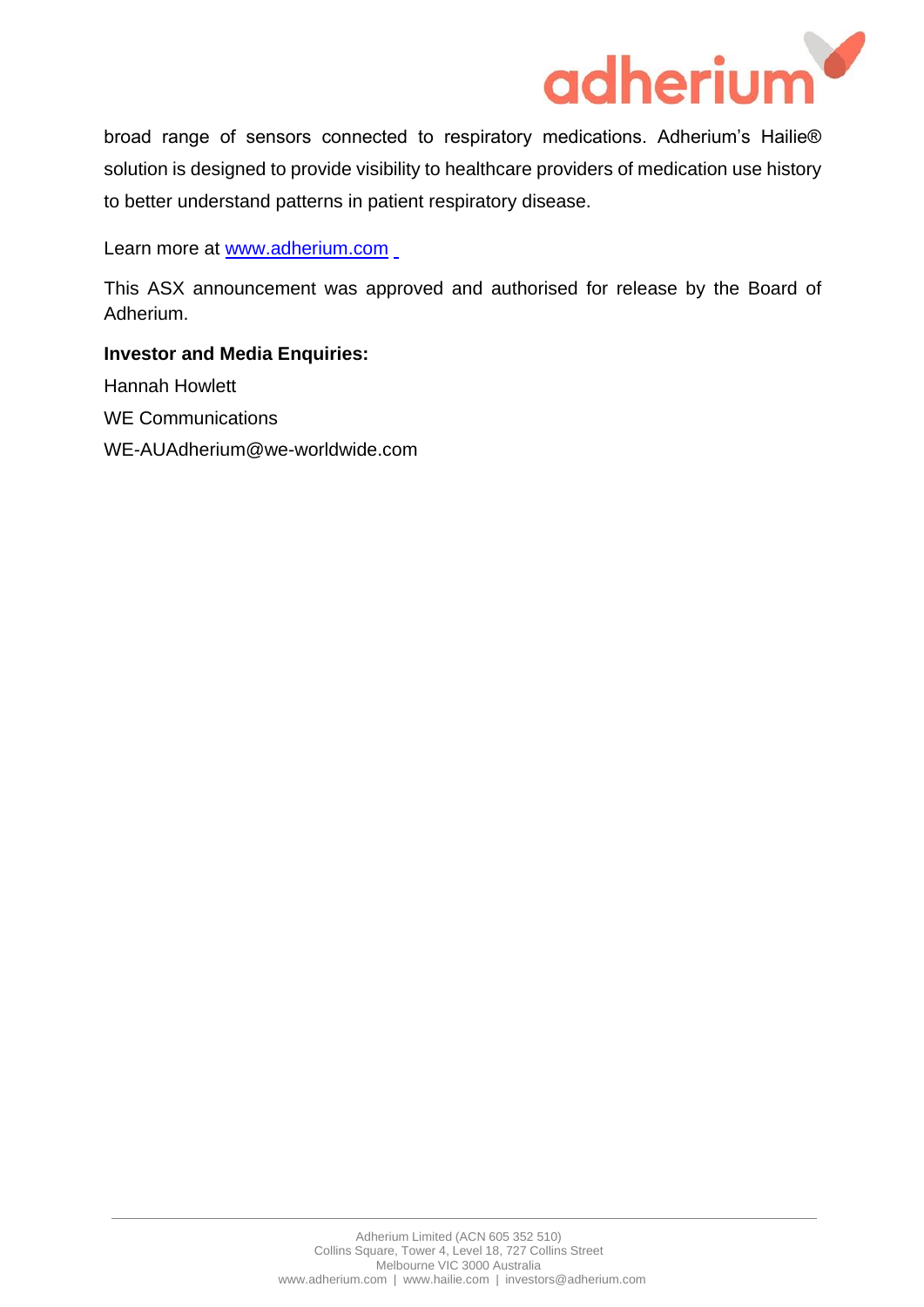broad range of sensors connected to respiratory medications. Adherium's Hailie® solution is designed to provide visibility to healthcare providers of medication use history to better understand patterns in patient respiratory disease.

Learn more at www.adherium.com

This ASX announcement was approved and authorised for release by the Board of Adherium.

**Investor and Media Enquiries:**

Hannah Howlett

WE Communications

WE-AUAdherium@we-worldwide.com